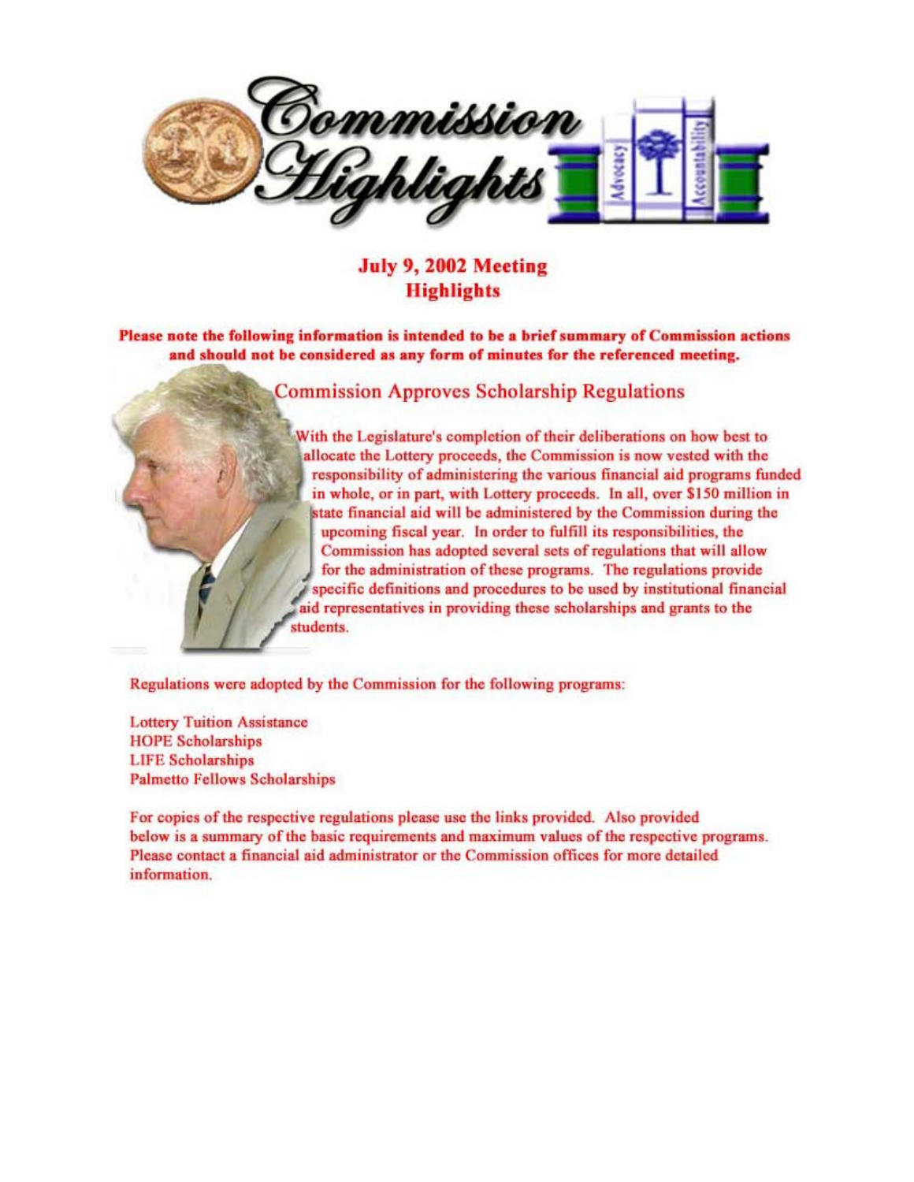# Commission Highlights

## July 9, 2002 Meeting Highlights

**Please note the following information is intended to be a brief summary of Commission actions and should not be considered as any form of minutes for the referenced meeting.**

### Commission Approves Scholarship Regulations

With the Legislature's completion of their deliberations on how best to allocate the Lottery proceeds, the Commission is now vested with the responsibility of administering the various financial aid programs funded in whole, or in part, with Lottery proceeds. In all, over $150 million in state financial aid will be administered by the Commission during the upcoming fiscal year. In order to fulfill its responsibilities, the Commission has adopted several sets of regulations that will allow for the administration of these programs. The regulations provide specific definitions and procedures to be used by institutional financial aid representatives in providing these scholarships and grants to the students.

Regulations were adopted by the Commission for the following programs:

Lottery Tuition Assistance
HOPE Scholarships
LIFE Scholarships
Palmetto Fellows Scholarships

For copies of the respective regulations please use the links provided. Also provided below is a summary of the basic requirements and maximum values of the respective programs. Please contact a financial aid administrator or the Commission offices for more detailed information.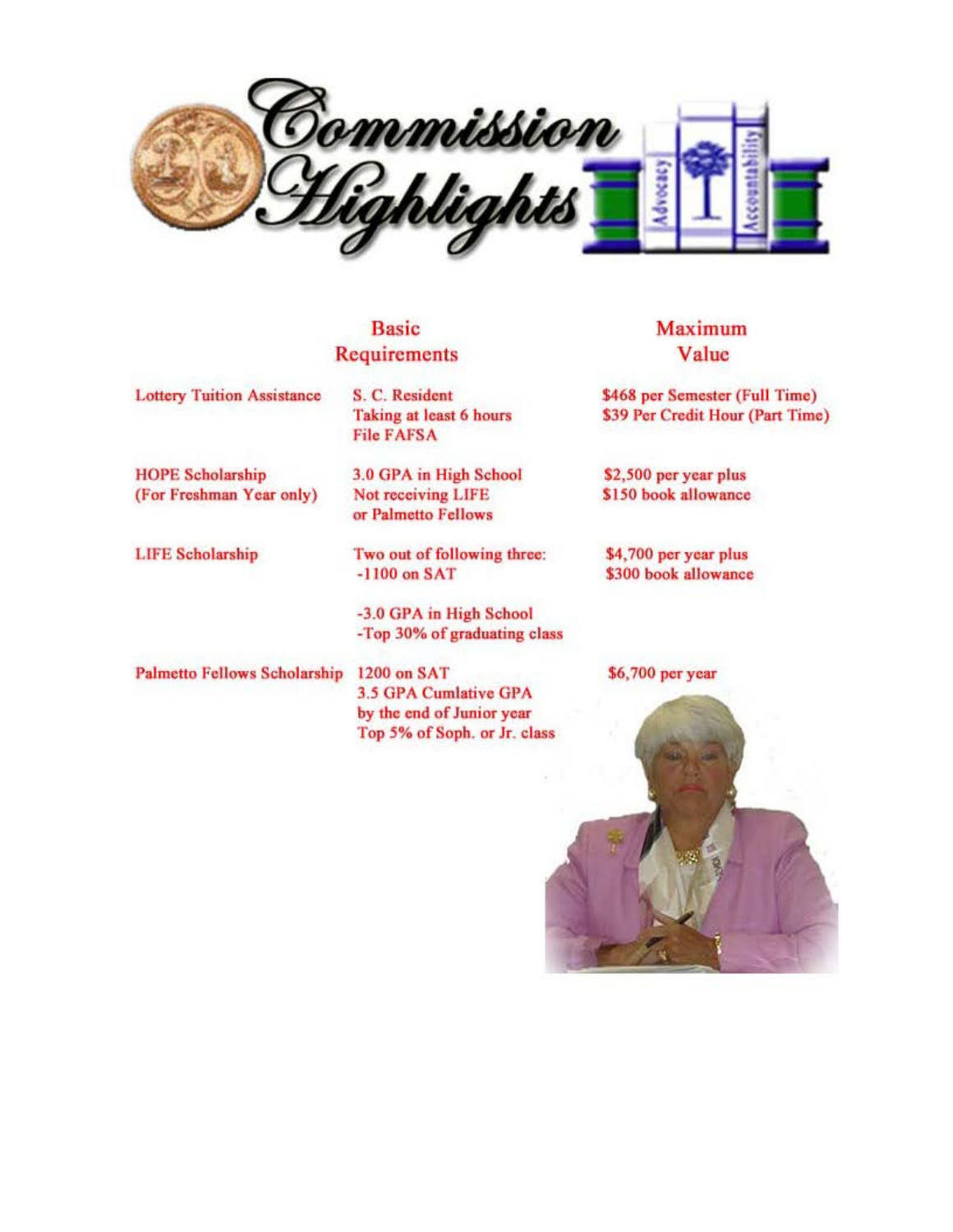# Commission Highlights

| | Basic Requirements | Maximum Value |
| --- | --- | --- |
| Lottery Tuition Assistance | S. C. Resident<br>Taking at least 6 hours<br>File FAFSA | $468 per Semester (Full Time)<br>$39 Per Credit Hour (Part Time) |
| HOPE Scholarship<br>(For Freshman Year only) | 3.0 GPA in High School<br>Not receiving LIFE<br>or Palmetto Fellows | $2,500 per year plus<br>$150 book allowance |
| LIFE Scholarship | Two out of following three:<br>-1100 on SAT<br>-3.0 GPA in High School<br>-Top 30% of graduating class | $4,700 per year plus<br>$300 book allowance |
| Palmetto Fellows Scholarship | 1200 on SAT<br>3.5 GPA Cumlative GPA<br>by the end of Junior year<br>Top 5% of Soph. or Jr. class | $6,700 per year |